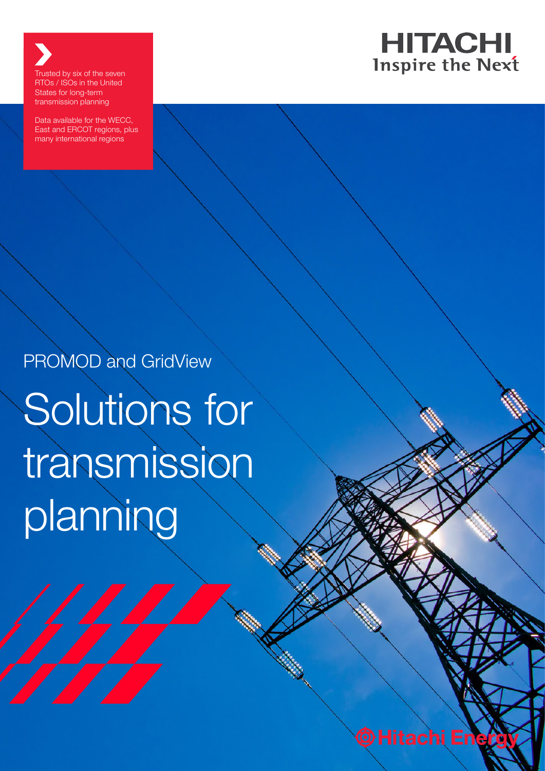Trusted by six of the seven RTOs / ISOs in the United States for long-term transmission planning

Data available for the WECC, East and ERCOT regions, plus many international regions

HITACHI
Inspire the Next

PROMOD and GridView

# Solutions for transmission planning

Hitachi Energy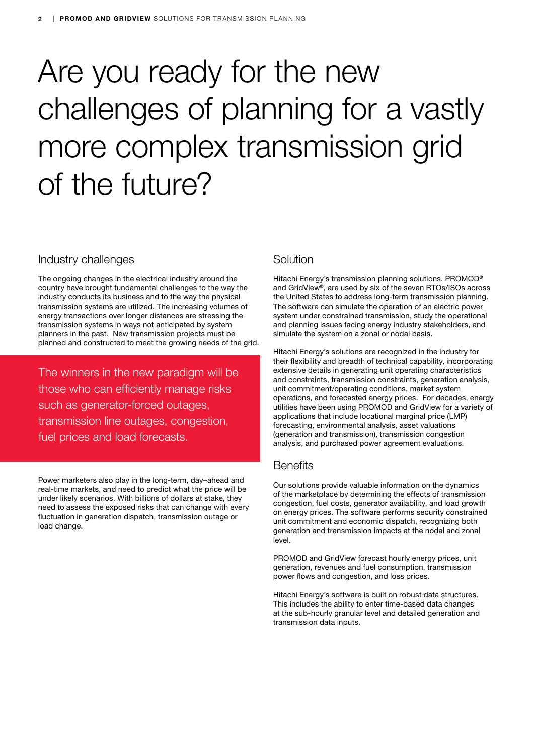# Are you ready for the new challenges of planning for a vastly more complex transmission grid of the future?

## Industry challenges

The ongoing changes in the electrical industry around the country have brought fundamental challenges to the way the industry conducts its business and to the way the physical transmission systems are utilized. The increasing volumes of energy transactions over longer distances are stressing the transmission systems in ways not anticipated by system planners in the past. New transmission projects must be planned and constructed to meet the growing needs of the grid.

> The winners in the new paradigm will be those who can efficiently manage risks such as generator-forced outages, transmission line outages, congestion, fuel prices and load forecasts.

Power marketers also play in the long-term, day–ahead and real-time markets, and need to predict what the price will be under likely scenarios. With billions of dollars at stake, they need to assess the exposed risks that can change with every fluctuation in generation dispatch, transmission outage or load change.

## Solution

Hitachi Energy's transmission planning solutions, PROMOD® and GridView®, are used by six of the seven RTOs/ISOs across the United States to address long-term transmission planning. The software can simulate the operation of an electric power system under constrained transmission, study the operational and planning issues facing energy industry stakeholders, and simulate the system on a zonal or nodal basis.

Hitachi Energy's solutions are recognized in the industry for their flexibility and breadth of technical capability, incorporating extensive details in generating unit operating characteristics and constraints, transmission constraints, generation analysis, unit commitment/operating conditions, market system operations, and forecasted energy prices. For decades, energy utilities have been using PROMOD and GridView for a variety of applications that include locational marginal price (LMP) forecasting, environmental analysis, asset valuations (generation and transmission), transmission congestion analysis, and purchased power agreement evaluations.

## Benefits

Our solutions provide valuable information on the dynamics of the marketplace by determining the effects of transmission congestion, fuel costs, generator availability, and load growth on energy prices. The software performs security constrained unit commitment and economic dispatch, recognizing both generation and transmission impacts at the nodal and zonal level.

PROMOD and GridView forecast hourly energy prices, unit generation, revenues and fuel consumption, transmission power flows and congestion, and loss prices.

Hitachi Energy's software is built on robust data structures. This includes the ability to enter time-based data changes at the sub-hourly granular level and detailed generation and transmission data inputs.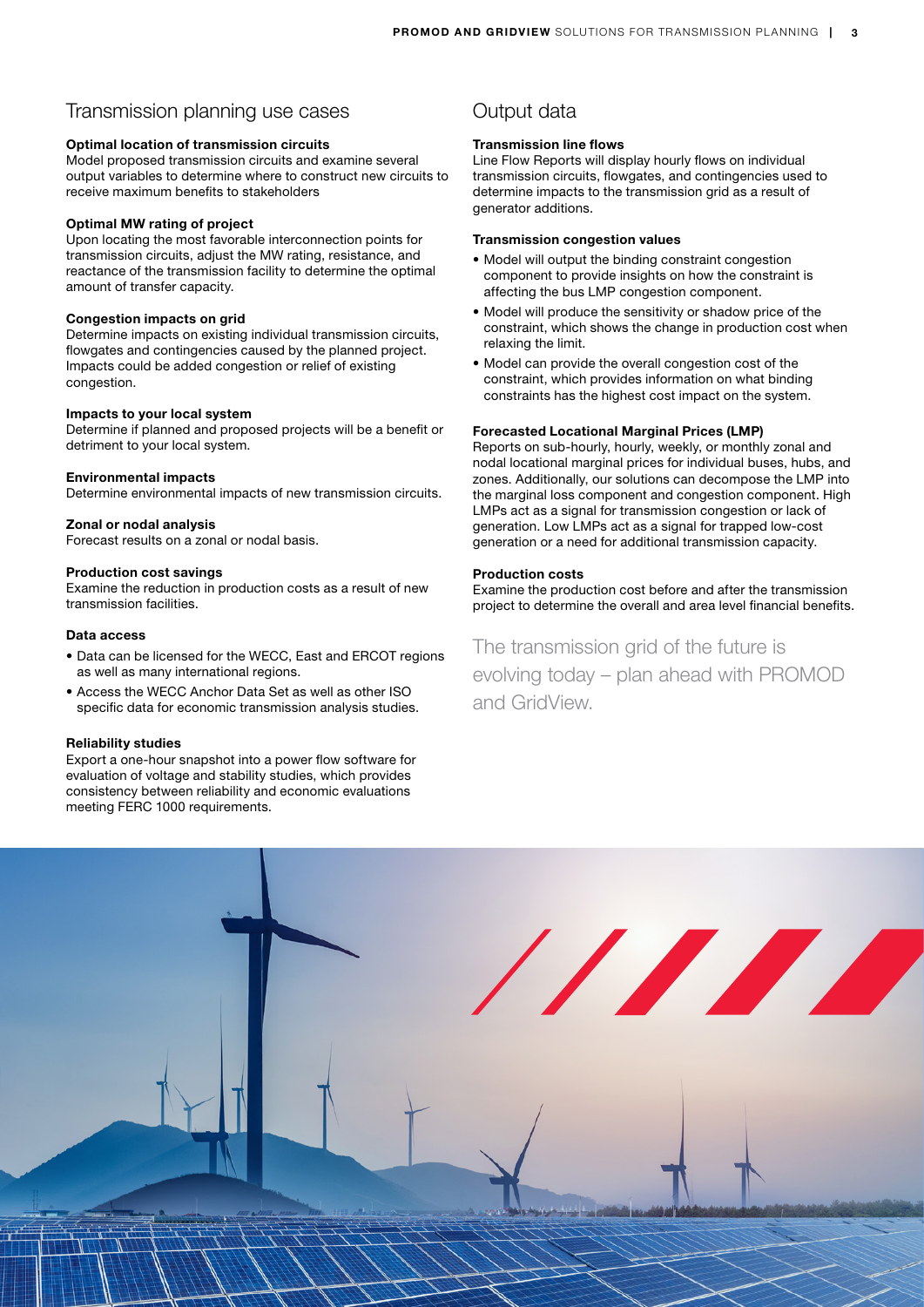## Transmission planning use cases

**Optimal location of transmission circuits**
Model proposed transmission circuits and examine several output variables to determine where to construct new circuits to receive maximum benefits to stakeholders

**Optimal MW rating of project**
Upon locating the most favorable interconnection points for transmission circuits, adjust the MW rating, resistance, and reactance of the transmission facility to determine the optimal amount of transfer capacity.

**Congestion impacts on grid**
Determine impacts on existing individual transmission circuits, flowgates and contingencies caused by the planned project. Impacts could be added congestion or relief of existing congestion.

**Impacts to your local system**
Determine if planned and proposed projects will be a benefit or detriment to your local system.

**Environmental impacts**
Determine environmental impacts of new transmission circuits.

**Zonal or nodal analysis**
Forecast results on a zonal or nodal basis.

**Production cost savings**
Examine the reduction in production costs as a result of new transmission facilities.

**Data access**

- Data can be licensed for the WECC, East and ERCOT regions as well as many international regions.
- Access the WECC Anchor Data Set as well as other ISO specific data for economic transmission analysis studies.

**Reliability studies**
Export a one-hour snapshot into a power flow software for evaluation of voltage and stability studies, which provides consistency between reliability and economic evaluations meeting FERC 1000 requirements.

## Output data

**Transmission line flows**
Line Flow Reports will display hourly flows on individual transmission circuits, flowgates, and contingencies used to determine impacts to the transmission grid as a result of generator additions.

**Transmission congestion values**

- Model will output the binding constraint congestion component to provide insights on how the constraint is affecting the bus LMP congestion component.
- Model will produce the sensitivity or shadow price of the constraint, which shows the change in production cost when relaxing the limit.
- Model can provide the overall congestion cost of the constraint, which provides information on what binding constraints has the highest cost impact on the system.

**Forecasted Locational Marginal Prices (LMP)**
Reports on sub-hourly, hourly, weekly, or monthly zonal and nodal locational marginal prices for individual buses, hubs, and zones. Additionally, our solutions can decompose the LMP into the marginal loss component and congestion component. High LMPs act as a signal for transmission congestion or lack of generation. Low LMPs act as a signal for trapped low-cost generation or a need for additional transmission capacity.

**Production costs**
Examine the production cost before and after the transmission project to determine the overall and area level financial benefits.

The transmission grid of the future is evolving today – plan ahead with PROMOD and GridView.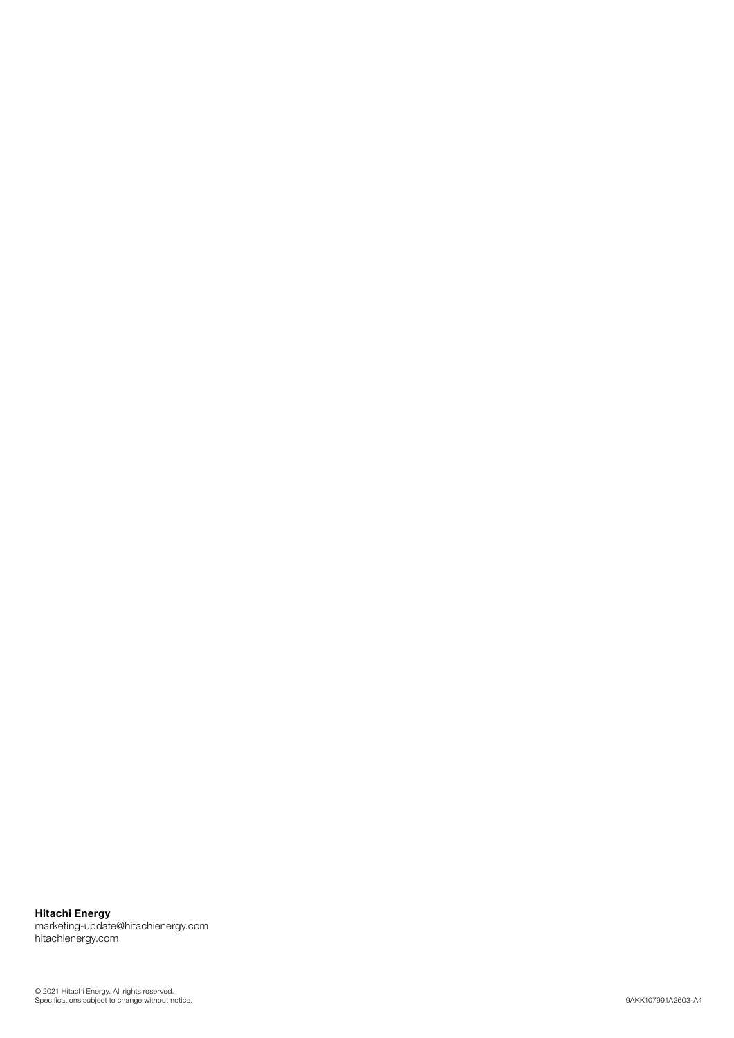**Hitachi Energy**
marketing-update@hitachienergy.com
hitachienergy.com

© 2021 Hitachi Energy. All rights reserved.
Specifications subject to change without notice.

9AKK107991A2603-A4